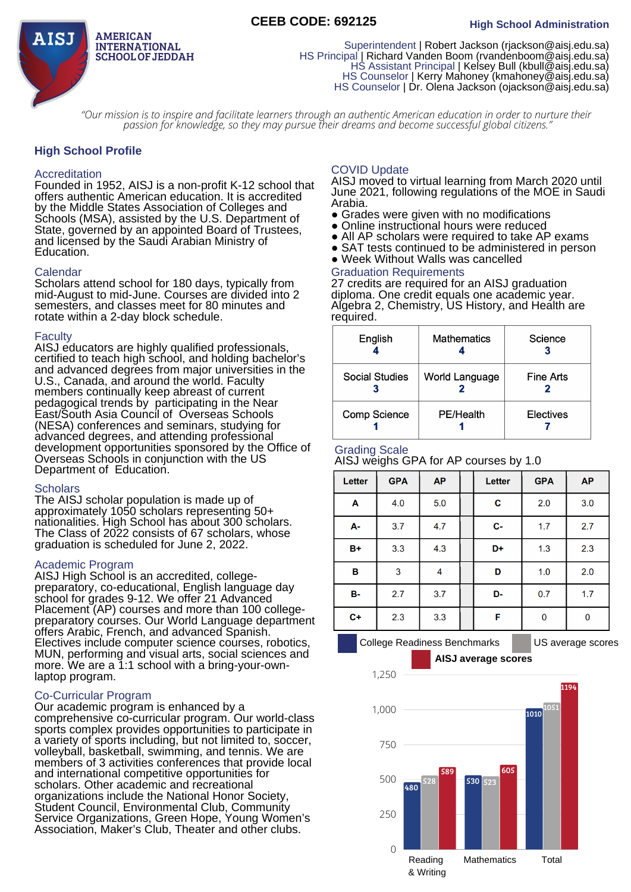**AISJ**

**AMERICAN INTERNATIONAL SCHOOL OF JEDDAH**

**CEEB CODE: 692125**

**High School Administration**

Superintendent | Robert Jackson (rjackson@aisj.edu.sa)
HS Principal | Richard Vanden Boom (rvandenboom@aisj.edu.sa)
HS Assistant Principal | Kelsey Bull (kbull@aisj.edu.sa)
HS Counselor | Kerry Mahoney (kmahoney@aisj.edu.sa)
HS Counselor | Dr. Olena Jackson (ojackson@aisj.edu.sa)

*"Our mission is to inspire and facilitate learners through an authentic American education in order to nurture their passion for knowledge, so they may pursue their dreams and become successful global citizens."*

## High School Profile

### Accreditation

Founded in 1952, AISJ is a non-profit K-12 school that offers authentic American education. It is accredited by the Middle States Association of Colleges and Schools (MSA), assisted by the U.S. Department of State, governed by an appointed Board of Trustees, and licensed by the Saudi Arabian Ministry of Education.

### Calendar

Scholars attend school for 180 days, typically from mid-August to mid-June. Courses are divided into 2 semesters, and classes meet for 80 minutes and rotate within a 2-day block schedule.

### Faculty

AISJ educators are highly qualified professionals, certified to teach high school, and holding bachelor's and advanced degrees from major universities in the U.S., Canada, and around the world. Faculty members continually keep abreast of current pedagogical trends by participating in the Near East/South Asia Council of Overseas Schools (NESA) conferences and seminars, studying for advanced degrees, and attending professional development opportunities sponsored by the Office of Overseas Schools in conjunction with the US Department of Education.

### Scholars

The AISJ scholar population is made up of approximately 1050 scholars representing 50+ nationalities. High School has about 300 scholars. The Class of 2022 consists of 67 scholars, whose graduation is scheduled for June 2, 2022.

### Academic Program

AISJ High School is an accredited, college-preparatory, co-educational, English language day school for grades 9-12. We offer 21 Advanced Placement (AP) courses and more than 100 college-preparatory courses. Our World Language department offers Arabic, French, and advanced Spanish. Electives include computer science courses, robotics, MUN, performing and visual arts, social sciences and more. We are a 1:1 school with a bring-your-own-laptop program.

### Co-Curricular Program

Our academic program is enhanced by a comprehensive co-curricular program. Our world-class sports complex provides opportunities to participate in a variety of sports including, but not limited to, soccer, volleyball, basketball, swimming, and tennis. We are members of 3 activities conferences that provide local and international competitive opportunities for scholars. Other academic and recreational organizations include the National Honor Society, Student Council, Environmental Club, Community Service Organizations, Green Hope, Young Women's Association, Maker's Club, Theater and other clubs.

### COVID Update

AISJ moved to virtual learning from March 2020 until June 2021, following regulations of the MOE in Saudi Arabia.

- Grades were given with no modifications
- Online instructional hours were reduced
- All AP scholars were required to take AP exams
- SAT tests continued to be administered in person
- Week Without Walls was cancelled

### Graduation Requirements

27 credits are required for an AISJ graduation diploma. One credit equals one academic year. Algebra 2, Chemistry, US History, and Health are required.

| English | Mathematics | Science |
|---|---|---|
| 4 | 4 | 3 |
| **Social Studies** | **World Language** | **Fine Arts** |
| 3 | 2 | 2 |
| **Comp Science** | **PE/Health** | **Electives** |
| 1 | 1 | 7 |

### Grading Scale

AISJ weighs GPA for AP courses by 1.0

| Letter | GPA | AP | | Letter | GPA | AP |
|---|---|---|---|---|---|---|
| A | 4.0 | 5.0 | | C | 2.0 | 3.0 |
| A- | 3.7 | 4.7 | | C- | 1.7 | 2.7 |
| B+ | 3.3 | 4.3 | | D+ | 1.3 | 2.3 |
| B | 3 | 4 | | D | 1.0 | 2.0 |
| B- | 2.7 | 3.7 | | D- | 0.7 | 1.7 |
| C+ | 2.3 | 3.3 | | F | 0 | 0 |

| | College Readiness Benchmarks | US average scores | AISJ average scores |
|---|---|---|---|
| Reading & Writing | 480 | 528 | 589 |
| Mathematics | 530 | 523 | 605 |
| Total | 1010 | 1051 | 1194 |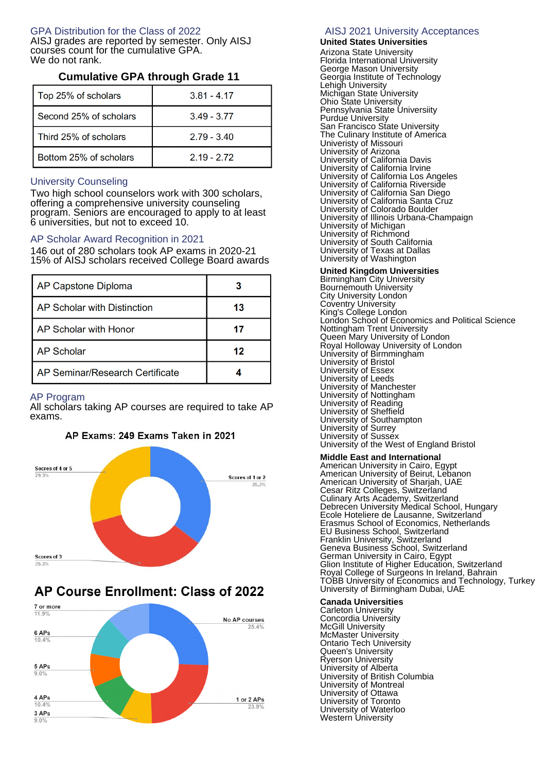## GPA Distribution for the Class of 2022

AISJ grades are reported by semester. Only AISJ courses count for the cumulative GPA.
We do not rank.

### Cumulative GPA through Grade 11

| | |
|---|---|
| Top 25% of scholars | 3.81 - 4.17 |
| Second 25% of scholars | 3.49 - 3.77 |
| Third 25% of scholars | 2.79 - 3.40 |
| Bottom 25% of scholars | 2.19 - 2.72 |

## University Counseling

Two high school counselors work with 300 scholars, offering a comprehensive university counseling program. Seniors are encouraged to apply to at least 6 universities, but not to exceed 10.

## AP Scholar Award Recognition in 2021

146 out of 280 scholars took AP exams in 2020-21
15% of AISJ scholars received College Board awards

| | |
|---|---|
| AP Capstone Diploma | **3** |
| AP Scholar with Distinction | **13** |
| AP Scholar with Honor | **17** |
| AP Scholar | **12** |
| AP Seminar/Research Certificate | **4** |

## AP Program

All scholars taking AP courses are required to take AP exams.

**AP Exams: 249 Exams Taken in 2021**

Socres of 4 or 5
29.3%

Scores of 1 or 2
35.3%

Scores of 3
35.3%

## AP Course Enrollment: Class of 2022

7 or more
11.9%

No AP courses
25.4%

6 APs
10.4%

5 APs
9.0%

4 APs
10.4%

1 or 2 APs
23.9%

3 APs
9.0%

## AISJ 2021 University Acceptances

**United States Universities**

Arizona State University
Florida International University
George Mason University
Georgia Institute of Technology
Lehigh University
Michigan State University
Ohio State University
Pennsylvania State Univerisity
Purdue University
San Francisco State University
The Culinary Institute of America
Univeristy of Missouri
University of Arizona
University of California Davis
University of California Irvine
University of California Los Angeles
University of California Riverside
University of California San Diego
University of California Santa Cruz
University of Colorado Boulder
University of Illinois Urbana-Champaign
University of Michigan
University of Richmond
University of South California
University of Texas at Dallas
University of Washington

**United Kingdom Universities**

Birmingham City University
Bournemouth University
City University London
Coventry University
King's College London
London School of Economics and Political Science
Nottingham Trent University
Queen Mary University of London
Royal Holloway University of London
University of Birmmingham
University of Bristol
University of Essex
University of Leeds
University of Manchester
University of Nottingham
University of Reading
University of Sheffield
University of Southampton
University of Surrey
University of Sussex
University of the West of England Bristol

**Middle East and International**

American University in Cairo, Egypt
American University of Beirut, Lebanon
American University of Sharjah, UAE
Cesar Ritz Colleges, Switzerland
Culinary Arts Academy, Switzerland
Debrecen University Medical School, Hungary
Ecole Hoteliere de Lausanne, Switzerland
Erasmus School of Economics, Netherlands
EU Business School, Switzerland
Franklin University, Switzerland
Geneva Business School, Switzerland
German University in Cairo, Egypt
Glion Institute of Higher Education, Switzerland
Royal College of Surgeons In Ireland, Bahrain
TOBB University of Economics and Technology, Turkey
University of Birmingham Dubai, UAE

**Canada Universities**

Carleton University
Concordia University
McGill University
McMaster University
Ontario Tech University
Queen's University
Ryerson University
University of Alberta
University of British Columbia
University of Montreal
University of Ottawa
University of Toronto
University of Waterloo
Western University